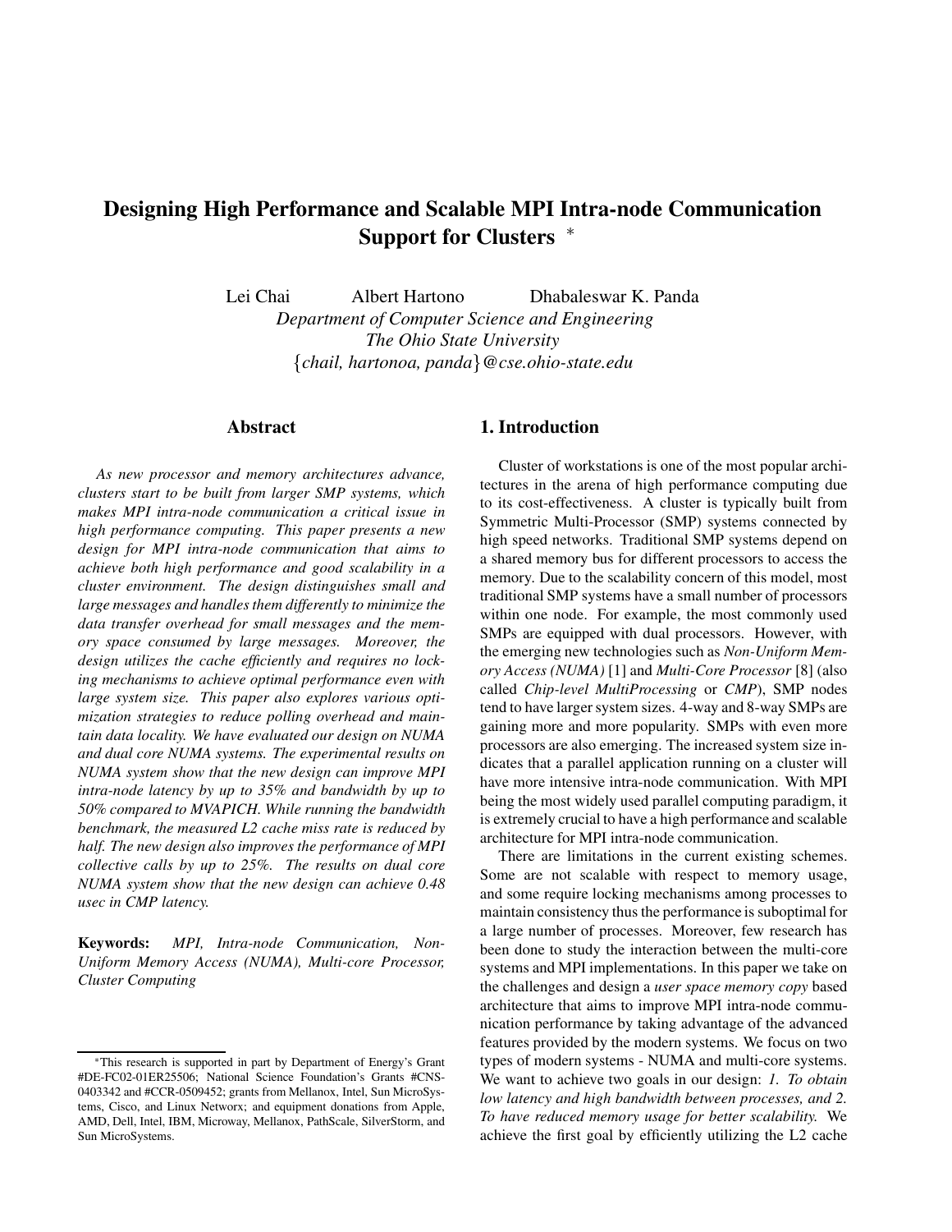# Designing High Performance and Scalable MPI Intra-node Communication Support for Clusters *

Lei Chai Albert Hartono Dhabaleswar K. Panda

*Department of Computer Science and Engineering*
*The Ohio State University*
*{chail, hartonoa, panda}@cse.ohio-state.edu*

## Abstract

*As new processor and memory architectures advance, clusters start to be built from larger SMP systems, which makes MPI intra-node communication a critical issue in high performance computing. This paper presents a new design for MPI intra-node communication that aims to achieve both high performance and good scalability in a cluster environment. The design distinguishes small and large messages and handles them differently to minimize the data transfer overhead for small messages and the memory space consumed by large messages. Moreover, the design utilizes the cache efficiently and requires no locking mechanisms to achieve optimal performance even with large system size. This paper also explores various optimization strategies to reduce polling overhead and maintain data locality. We have evaluated our design on NUMA and dual core NUMA systems. The experimental results on NUMA system show that the new design can improve MPI intra-node latency by up to 35% and bandwidth by up to 50% compared to MVAPICH. While running the bandwidth benchmark, the measured L2 cache miss rate is reduced by half. The new design also improves the performance of MPI collective calls by up to 25%. The results on dual core NUMA system show that the new design can achieve 0.48 usec in CMP latency.*

**Keywords:** *MPI, Intra-node Communication, Non-Uniform Memory Access (NUMA), Multi-core Processor, Cluster Computing*

## 1. Introduction

Cluster of workstations is one of the most popular architectures in the arena of high performance computing due to its cost-effectiveness. A cluster is typically built from Symmetric Multi-Processor (SMP) systems connected by high speed networks. Traditional SMP systems depend on a shared memory bus for different processors to access the memory. Due to the scalability concern of this model, most traditional SMP systems have a small number of processors within one node. For example, the most commonly used SMPs are equipped with dual processors. However, with the emerging new technologies such as *Non-Uniform Memory Access (NUMA)* [1] and *Multi-Core Processor* [8] (also called *Chip-level MultiProcessing* or *CMP*), SMP nodes tend to have larger system sizes. 4-way and 8-way SMPs are gaining more and more popularity. SMPs with even more processors are also emerging. The increased system size indicates that a parallel application running on a cluster will have more intensive intra-node communication. With MPI being the most widely used parallel computing paradigm, it is extremely crucial to have a high performance and scalable architecture for MPI intra-node communication.

There are limitations in the current existing schemes. Some are not scalable with respect to memory usage, and some require locking mechanisms among processes to maintain consistency thus the performance is suboptimal for a large number of processes. Moreover, few research has been done to study the interaction between the multi-core systems and MPI implementations. In this paper we take on the challenges and design a *user space memory copy* based architecture that aims to improve MPI intra-node communication performance by taking advantage of the advanced features provided by the modern systems. We focus on two types of modern systems - NUMA and multi-core systems. We want to achieve two goals in our design: *1. To obtain low latency and high bandwidth between processes, and 2. To have reduced memory usage for better scalability.* We achieve the first goal by efficiently utilizing the L2 cache

*This research is supported in part by Department of Energy's Grant #DE-FC02-01ER25506; National Science Foundation's Grants #CNS-0403342 and #CCR-0509452; grants from Mellanox, Intel, Sun MicroSystems, Cisco, and Linux Networx; and equipment donations from Apple, AMD, Dell, Intel, IBM, Microway, Mellanox, PathScale, SilverStorm, and Sun MicroSystems.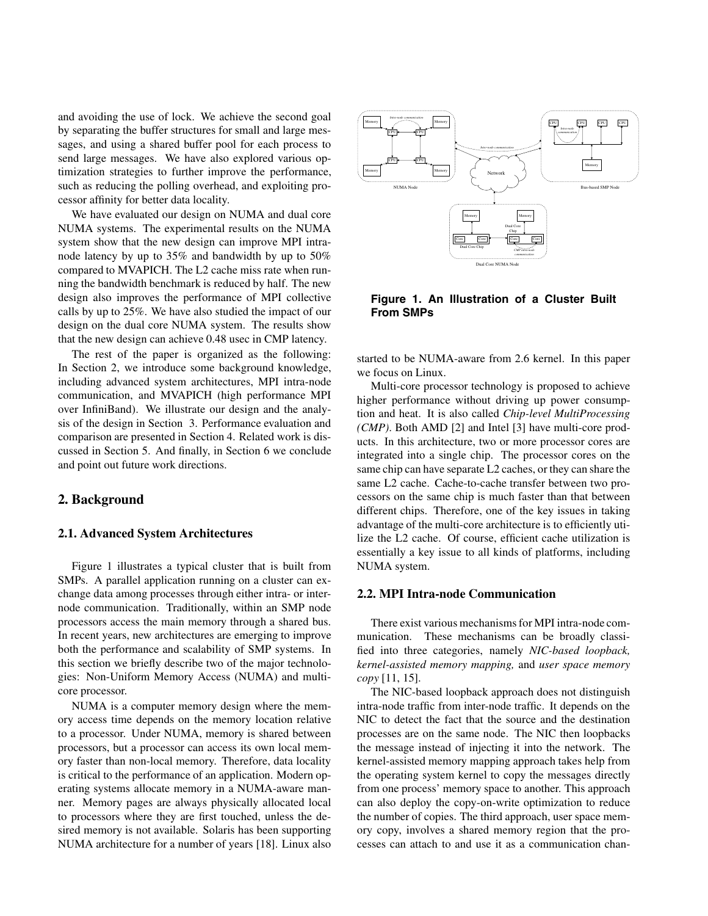and avoiding the use of lock. We achieve the second goal by separating the buffer structures for small and large messages, and using a shared buffer pool for each process to send large messages. We have also explored various optimization strategies to further improve the performance, such as reducing the polling overhead, and exploiting processor affinity for better data locality.

We have evaluated our design on NUMA and dual core NUMA systems. The experimental results on the NUMA system show that the new design can improve MPI intra-node latency by up to 35% and bandwidth by up to 50% compared to MVAPICH. The L2 cache miss rate when running the bandwidth benchmark is reduced by half. The new design also improves the performance of MPI collective calls by up to 25%. We have also studied the impact of our design on the dual core NUMA system. The results show that the new design can achieve 0.48 usec in CMP latency.

The rest of the paper is organized as the following: In Section 2, we introduce some background knowledge, including advanced system architectures, MPI intra-node communication, and MVAPICH (high performance MPI over InfiniBand). We illustrate our design and the analysis of the design in Section 3. Performance evaluation and comparison are presented in Section 4. Related work is discussed in Section 5. And finally, in Section 6 we conclude and point out future work directions.

## 2. Background

### 2.1. Advanced System Architectures

Figure 1 illustrates a typical cluster that is built from SMPs. A parallel application running on a cluster can exchange data among processes through either intra- or inter-node communication. Traditionally, within an SMP node processors access the main memory through a shared bus. In recent years, new architectures are emerging to improve both the performance and scalability of SMP systems. In this section we briefly describe two of the major technologies: Non-Uniform Memory Access (NUMA) and multi-core processor.

NUMA is a computer memory design where the memory access time depends on the memory location relative to a processor. Under NUMA, memory is shared between processors, but a processor can access its own local memory faster than non-local memory. Therefore, data locality is critical to the performance of an application. Modern operating systems allocate memory in a NUMA-aware manner. Memory pages are always physically allocated local to processors where they are first touched, unless the desired memory is not available. Solaris has been supporting NUMA architecture for a number of years [18]. Linux also started to be NUMA-aware from 2.6 kernel. In this paper we focus on Linux.

**Figure 1. An Illustration of a Cluster Built From SMPs**

Multi-core processor technology is proposed to achieve higher performance without driving up power consumption and heat. It is also called *Chip-level MultiProcessing (CMP)*. Both AMD [2] and Intel [3] have multi-core products. In this architecture, two or more processor cores are integrated into a single chip. The processor cores on the same chip can have separate L2 caches, or they can share the same L2 cache. Cache-to-cache transfer between two processors on the same chip is much faster than that between different chips. Therefore, one of the key issues in taking advantage of the multi-core architecture is to efficiently utilize the L2 cache. Of course, efficient cache utilization is essentially a key issue to all kinds of platforms, including NUMA system.

### 2.2. MPI Intra-node Communication

There exist various mechanisms for MPI intra-node communication. These mechanisms can be broadly classified into three categories, namely *NIC-based loopback, kernel-assisted memory mapping,* and *user space memory copy* [11, 15].

The NIC-based loopback approach does not distinguish intra-node traffic from inter-node traffic. It depends on the NIC to detect the fact that the source and the destination processes are on the same node. The NIC then loopbacks the message instead of injecting it into the network. The kernel-assisted memory mapping approach takes help from the operating system kernel to copy the messages directly from one process' memory space to another. This approach can also deploy the copy-on-write optimization to reduce the number of copies. The third approach, user space memory copy, involves a shared memory region that the processes can attach to and use it as a communication chan-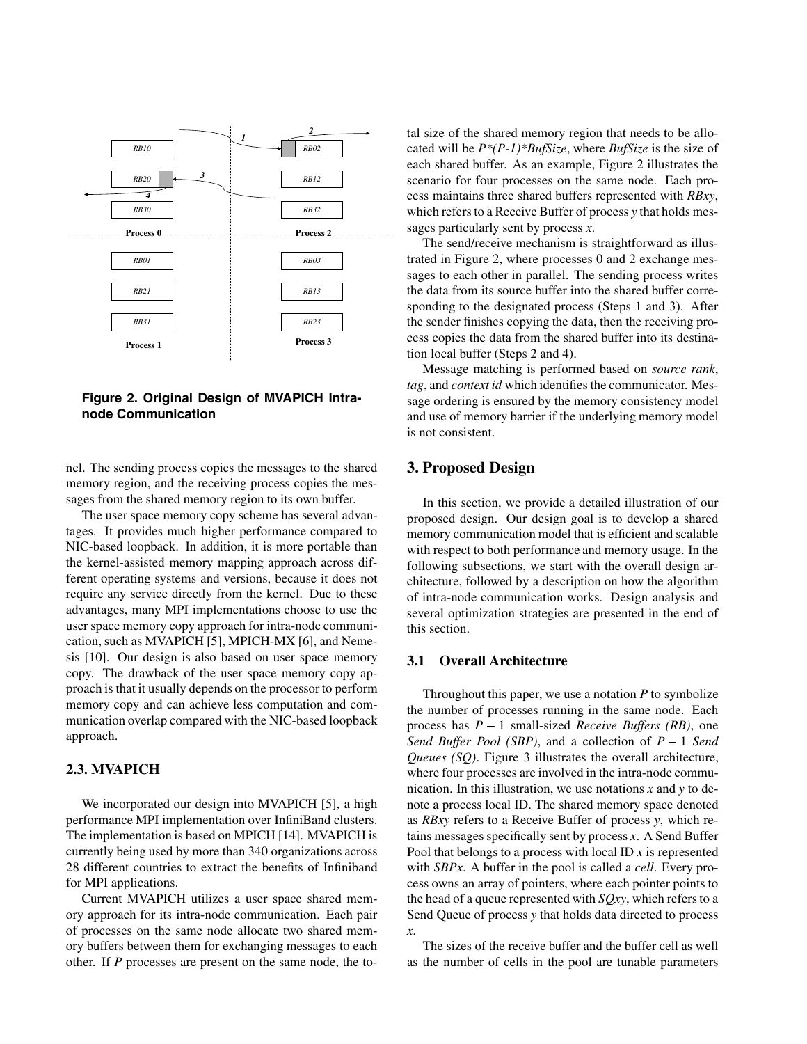Figure 2. Original Design of MVAPICH Intra-node Communication

nel. The sending process copies the messages to the shared memory region, and the receiving process copies the messages from the shared memory region to its own buffer.

The user space memory copy scheme has several advantages. It provides much higher performance compared to NIC-based loopback. In addition, it is more portable than the kernel-assisted memory mapping approach across different operating systems and versions, because it does not require any service directly from the kernel. Due to these advantages, many MPI implementations choose to use the user space memory copy approach for intra-node communication, such as MVAPICH [5], MPICH-MX [6], and Nemesis [10]. Our design is also based on user space memory copy. The drawback of the user space memory copy approach is that it usually depends on the processor to perform memory copy and can achieve less computation and communication overlap compared with the NIC-based loopback approach.

## 2.3. MVAPICH

We incorporated our design into MVAPICH [5], a high performance MPI implementation over InfiniBand clusters. The implementation is based on MPICH [14]. MVAPICH is currently being used by more than 340 organizations across 28 different countries to extract the benefits of Infiniband for MPI applications.

Current MVAPICH utilizes a user space shared memory approach for its intra-node communication. Each pair of processes on the same node allocate two shared memory buffers between them for exchanging messages to each other. If $P$ processes are present on the same node, the total size of the shared memory region that needs to be allocated will be $P*(P-1)*BufSize$, where *BufSize* is the size of each shared buffer. As an example, Figure 2 illustrates the scenario for four processes on the same node. Each process maintains three shared buffers represented with *RBxy*, which refers to a Receive Buffer of process *y* that holds messages particularly sent by process *x*.

The send/receive mechanism is straightforward as illustrated in Figure 2, where processes 0 and 2 exchange messages to each other in parallel. The sending process writes the data from its source buffer into the shared buffer corresponding to the designated process (Steps 1 and 3). After the sender finishes copying the data, then the receiving process copies the data from the shared buffer into its destination local buffer (Steps 2 and 4).

Message matching is performed based on *source rank*, *tag*, and *context id* which identifies the communicator. Message ordering is ensured by the memory consistency model and use of memory barrier if the underlying memory model is not consistent.

# 3. Proposed Design

In this section, we provide a detailed illustration of our proposed design. Our design goal is to develop a shared memory communication model that is efficient and scalable with respect to both performance and memory usage. In the following subsections, we start with the overall design architecture, followed by a description on how the algorithm of intra-node communication works. Design analysis and several optimization strategies are presented in the end of this section.

## 3.1 Overall Architecture

Throughout this paper, we use a notation $P$ to symbolize the number of processes running in the same node. Each process has $P-1$ small-sized *Receive Buffers (RB)*, one *Send Buffer Pool (SBP)*, and a collection of $P-1$ *Send Queues (SQ)*. Figure 3 illustrates the overall architecture, where four processes are involved in the intra-node communication. In this illustration, we use notations $x$ and $y$ to denote a process local ID. The shared memory space denoted as *RBxy* refers to a Receive Buffer of process *y*, which retains messages specifically sent by process *x*. A Send Buffer Pool that belongs to a process with local ID $x$ is represented with *SBPx*. A buffer in the pool is called a *cell*. Every process owns an array of pointers, where each pointer points to the head of a queue represented with *SQxy*, which refers to a Send Queue of process *y* that holds data directed to process *x*.

The sizes of the receive buffer and the buffer cell as well as the number of cells in the pool are tunable parameters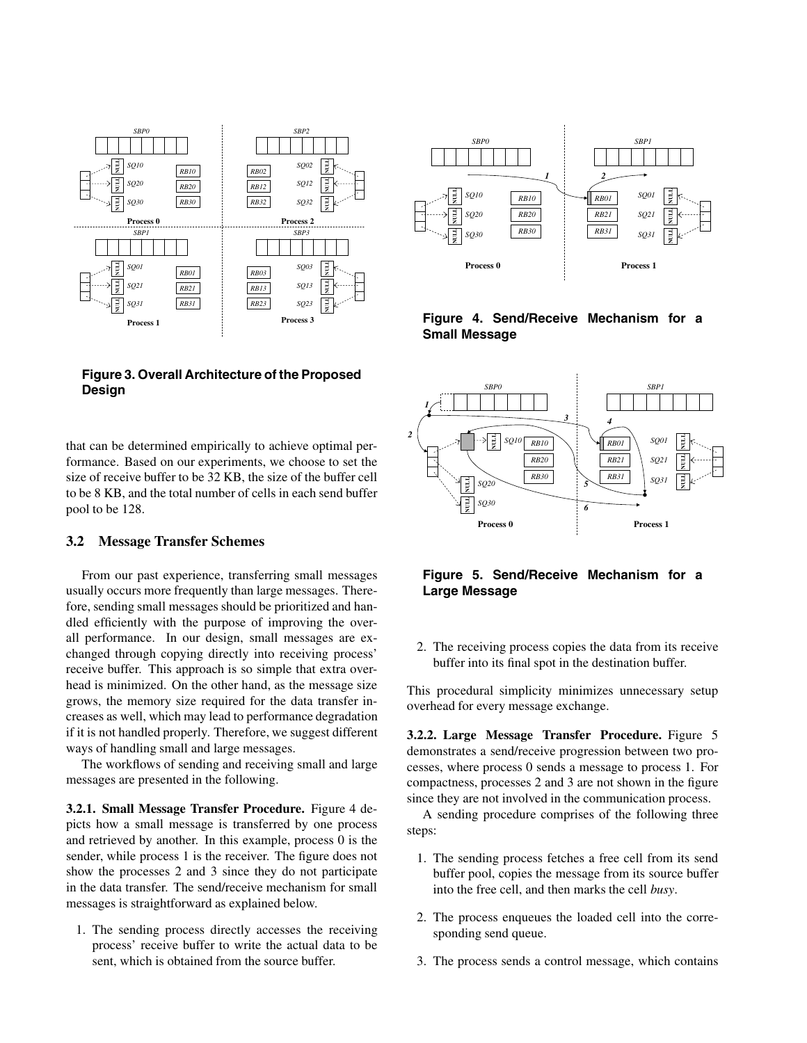Figure 3. Overall Architecture of the Proposed Design

that can be determined empirically to achieve optimal performance. Based on our experiments, we choose to set the size of receive buffer to be 32 KB, the size of the buffer cell to be 8 KB, and the total number of cells in each send buffer pool to be 128.

## 3.2 Message Transfer Schemes

From our past experience, transferring small messages usually occurs more frequently than large messages. Therefore, sending small messages should be prioritized and handled efficiently with the purpose of improving the overall performance. In our design, small messages are exchanged through copying directly into receiving process' receive buffer. This approach is so simple that extra overhead is minimized. On the other hand, as the message size grows, the memory size required for the data transfer increases as well, which may lead to performance degradation if it is not handled properly. Therefore, we suggest different ways of handling small and large messages.

The workflows of sending and receiving small and large messages are presented in the following.

**3.2.1. Small Message Transfer Procedure.** Figure 4 depicts how a small message is transferred by one process and retrieved by another. In this example, process 0 is the sender, while process 1 is the receiver. The figure does not show the processes 2 and 3 since they do not participate in the data transfer. The send/receive mechanism for small messages is straightforward as explained below.

1. The sending process directly accesses the receiving process' receive buffer to write the actual data to be sent, which is obtained from the source buffer.

Figure 4. Send/Receive Mechanism for a Small Message

Figure 5. Send/Receive Mechanism for a Large Message

2. The receiving process copies the data from its receive buffer into its final spot in the destination buffer.

This procedural simplicity minimizes unnecessary setup overhead for every message exchange.

**3.2.2. Large Message Transfer Procedure.** Figure 5 demonstrates a send/receive progression between two processes, where process 0 sends a message to process 1. For compactness, processes 2 and 3 are not shown in the figure since they are not involved in the communication process.

A sending procedure comprises of the following three steps:

1. The sending process fetches a free cell from its send buffer pool, copies the message from its source buffer into the free cell, and then marks the cell *busy*.

2. The process enqueues the loaded cell into the corresponding send queue.

3. The process sends a control message, which contains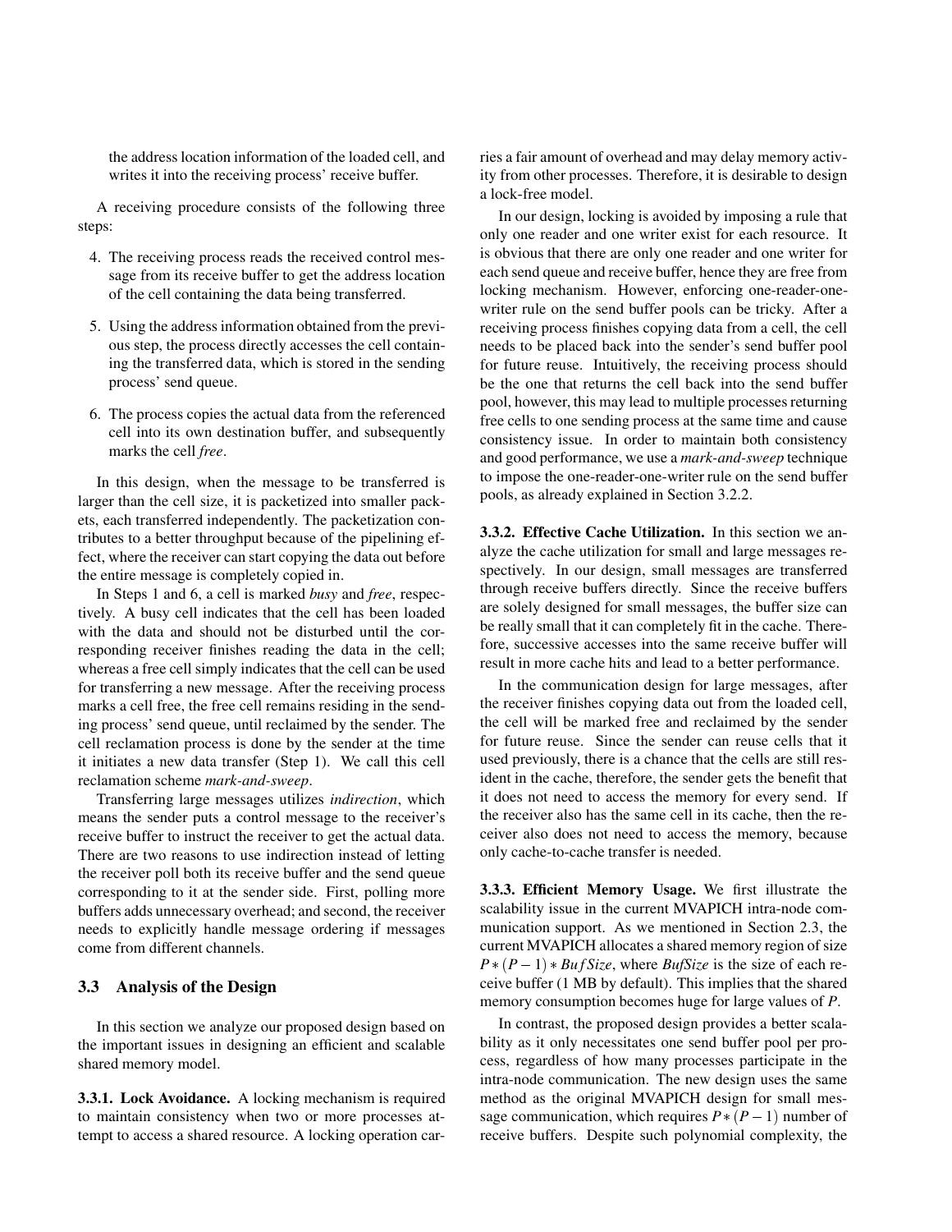the address location information of the loaded cell, and writes it into the receiving process' receive buffer.

A receiving procedure consists of the following three steps:

4. The receiving process reads the received control message from its receive buffer to get the address location of the cell containing the data being transferred.

5. Using the address information obtained from the previous step, the process directly accesses the cell containing the transferred data, which is stored in the sending process' send queue.

6. The process copies the actual data from the referenced cell into its own destination buffer, and subsequently marks the cell *free*.

In this design, when the message to be transferred is larger than the cell size, it is packetized into smaller packets, each transferred independently. The packetization contributes to a better throughput because of the pipelining effect, where the receiver can start copying the data out before the entire message is completely copied in.

In Steps 1 and 6, a cell is marked *busy* and *free*, respectively. A busy cell indicates that the cell has been loaded with the data and should not be disturbed until the corresponding receiver finishes reading the data in the cell; whereas a free cell simply indicates that the cell can be used for transferring a new message. After the receiving process marks a cell free, the free cell remains residing in the sending process' send queue, until reclaimed by the sender. The cell reclamation process is done by the sender at the time it initiates a new data transfer (Step 1). We call this cell reclamation scheme *mark-and-sweep*.

Transferring large messages utilizes *indirection*, which means the sender puts a control message to the receiver's receive buffer to instruct the receiver to get the actual data. There are two reasons to use indirection instead of letting the receiver poll both its receive buffer and the send queue corresponding to it at the sender side. First, polling more buffers adds unnecessary overhead; and second, the receiver needs to explicitly handle message ordering if messages come from different channels.

## 3.3 Analysis of the Design

In this section we analyze our proposed design based on the important issues in designing an efficient and scalable shared memory model.

**3.3.1. Lock Avoidance.** A locking mechanism is required to maintain consistency when two or more processes attempt to access a shared resource. A locking operation carries a fair amount of overhead and may delay memory activity from other processes. Therefore, it is desirable to design a lock-free model.

In our design, locking is avoided by imposing a rule that only one reader and one writer exist for each resource. It is obvious that there are only one reader and one writer for each send queue and receive buffer, hence they are free from locking mechanism. However, enforcing one-reader-one-writer rule on the send buffer pools can be tricky. After a receiving process finishes copying data from a cell, the cell needs to be placed back into the sender's send buffer pool for future reuse. Intuitively, the receiving process should be the one that returns the cell back into the send buffer pool, however, this may lead to multiple processes returning free cells to one sending process at the same time and cause consistency issue. In order to maintain both consistency and good performance, we use a *mark-and-sweep* technique to impose the one-reader-one-writer rule on the send buffer pools, as already explained in Section 3.2.2.

**3.3.2. Effective Cache Utilization.** In this section we analyze the cache utilization for small and large messages respectively. In our design, small messages are transferred through receive buffers directly. Since the receive buffers are solely designed for small messages, the buffer size can be really small that it can completely fit in the cache. Therefore, successive accesses into the same receive buffer will result in more cache hits and lead to a better performance.

In the communication design for large messages, after the receiver finishes copying data out from the loaded cell, the cell will be marked free and reclaimed by the sender for future reuse. Since the sender can reuse cells that it used previously, there is a chance that the cells are still resident in the cache, therefore, the sender gets the benefit that it does not need to access the memory for every send. If the receiver also has the same cell in its cache, then the receiver also does not need to access the memory, because only cache-to-cache transfer is needed.

**3.3.3. Efficient Memory Usage.** We first illustrate the scalability issue in the current MVAPICH intra-node communication support. As we mentioned in Section 2.3, the current MVAPICH allocates a shared memory region of size $P*(P-1)*BufSize$, where *BufSize* is the size of each receive buffer (1 MB by default). This implies that the shared memory consumption becomes huge for large values of $P$.

In contrast, the proposed design provides a better scalability as it only necessitates one send buffer pool per process, regardless of how many processes participate in the intra-node communication. The new design uses the same method as the original MVAPICH design for small message communication, which requires $P*(P-1)$ number of receive buffers. Despite such polynomial complexity, the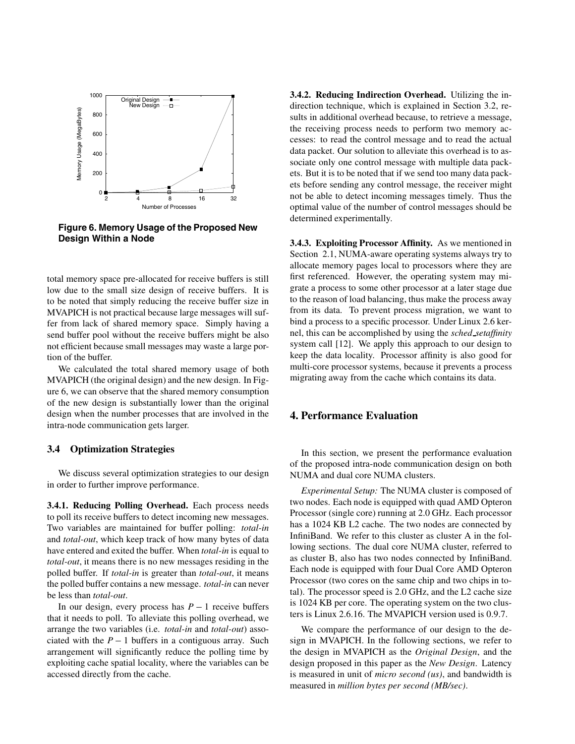Figure 6. Memory Usage of the Proposed New Design Within a Node

total memory space pre-allocated for receive buffers is still low due to the small size design of receive buffers. It is to be noted that simply reducing the receive buffer size in MVAPICH is not practical because large messages will suffer from lack of shared memory space. Simply having a send buffer pool without the receive buffers might be also not efficient because small messages may waste a large portion of the buffer.

We calculated the total shared memory usage of both MVAPICH (the original design) and the new design. In Figure 6, we can observe that the shared memory consumption of the new design is substantially lower than the original design when the number processes that are involved in the intra-node communication gets larger.

### 3.4 Optimization Strategies

We discuss several optimization strategies to our design in order to further improve performance.

**3.4.1. Reducing Polling Overhead.** Each process needs to poll its receive buffers to detect incoming new messages. Two variables are maintained for buffer polling: *total-in* and *total-out*, which keep track of how many bytes of data have entered and exited the buffer. When *total-in* is equal to *total-out*, it means there is no new messages residing in the polled buffer. If *total-in* is greater than *total-out*, it means the polled buffer contains a new message. *total-in* can never be less than *total-out*.

In our design, every process has $P-1$ receive buffers that it needs to poll. To alleviate this polling overhead, we arrange the two variables (i.e. *total-in* and *total-out*) associated with the $P-1$ buffers in a contiguous array. Such arrangement will significantly reduce the polling time by exploiting cache spatial locality, where the variables can be accessed directly from the cache.

**3.4.2. Reducing Indirection Overhead.** Utilizing the indirection technique, which is explained in Section 3.2, results in additional overhead because, to retrieve a message, the receiving process needs to perform two memory accesses: to read the control message and to read the actual data packet. Our solution to alleviate this overhead is to associate only one control message with multiple data packets. But it is to be noted that if we send too many data packets before sending any control message, the receiver might not be able to detect incoming messages timely. Thus the optimal value of the number of control messages should be determined experimentally.

**3.4.3. Exploiting Processor Affinity.** As we mentioned in Section 2.1, NUMA-aware operating systems always try to allocate memory pages local to processors where they are first referenced. However, the operating system may migrate a process to some other processor at a later stage due to the reason of load balancing, thus make the process away from its data. To prevent process migration, we want to bind a process to a specific processor. Under Linux 2.6 kernel, this can be accomplished by using the *sched_setaffinity* system call [12]. We apply this approach to our design to keep the data locality. Processor affinity is also good for multi-core processor systems, because it prevents a process migrating away from the cache which contains its data.

## 4. Performance Evaluation

In this section, we present the performance evaluation of the proposed intra-node communication design on both NUMA and dual core NUMA clusters.

*Experimental Setup:* The NUMA cluster is composed of two nodes. Each node is equipped with quad AMD Opteron Processor (single core) running at 2.0 GHz. Each processor has a 1024 KB L2 cache. The two nodes are connected by InfiniBand. We refer to this cluster as cluster A in the following sections. The dual core NUMA cluster, referred to as cluster B, also has two nodes connected by InfiniBand. Each node is equipped with four Dual Core AMD Opteron Processor (two cores on the same chip and two chips in total). The processor speed is 2.0 GHz, and the L2 cache size is 1024 KB per core. The operating system on the two clusters is Linux 2.6.16. The MVAPICH version used is 0.9.7.

We compare the performance of our design to the design in MVAPICH. In the following sections, we refer to the design in MVAPICH as the *Original Design*, and the design proposed in this paper as the *New Design*. Latency is measured in unit of *micro second (us)*, and bandwidth is measured in *million bytes per second (MB/sec)*.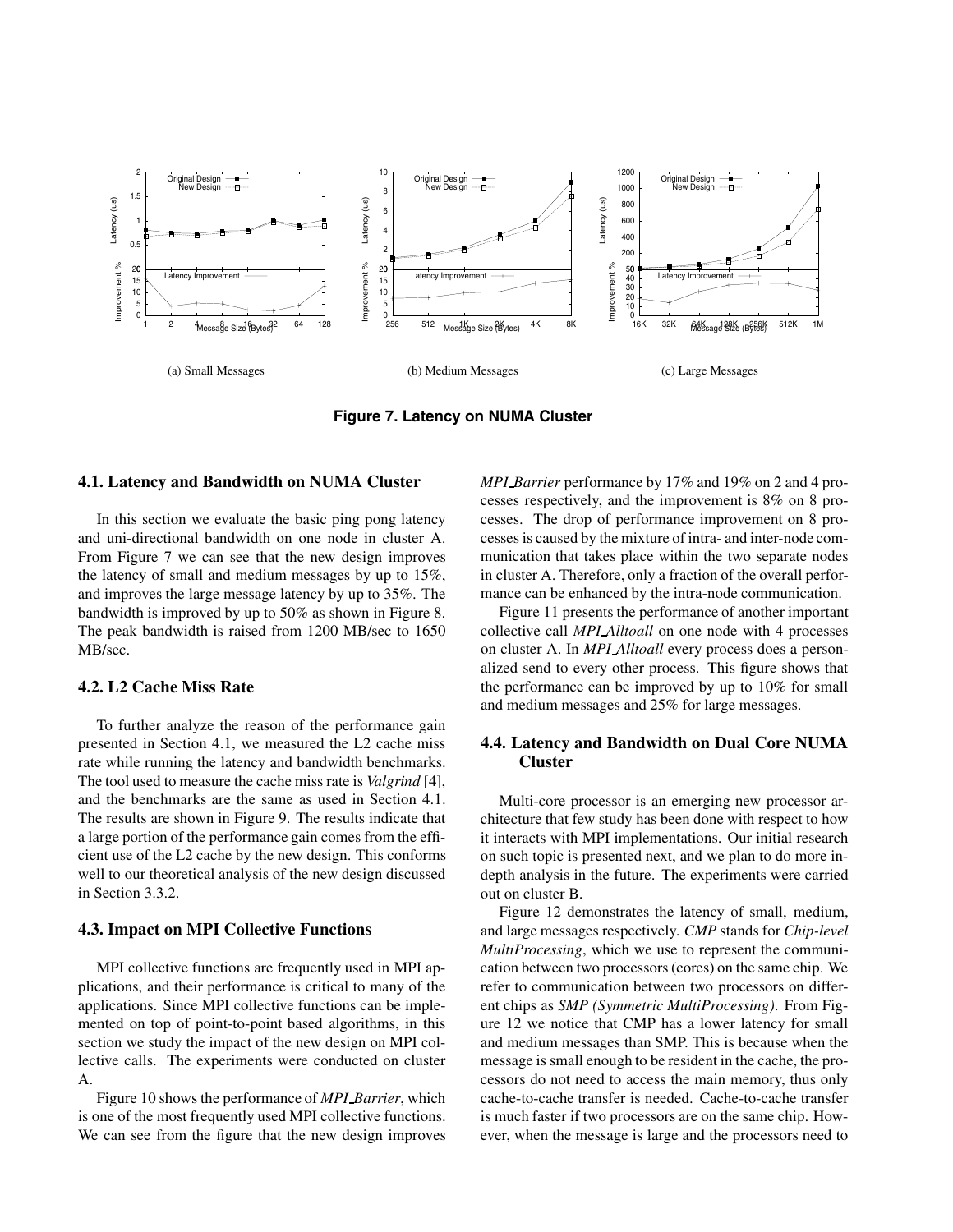(a) Small Messages

(b) Medium Messages

(c) Large Messages

**Figure 7. Latency on NUMA Cluster**

### 4.1. Latency and Bandwidth on NUMA Cluster

In this section we evaluate the basic ping pong latency and uni-directional bandwidth on one node in cluster A. From Figure 7 we can see that the new design improves the latency of small and medium messages by up to 15%, and improves the large message latency by up to 35%. The bandwidth is improved by up to 50% as shown in Figure 8. The peak bandwidth is raised from 1200 MB/sec to 1650 MB/sec.

### 4.2. L2 Cache Miss Rate

To further analyze the reason of the performance gain presented in Section 4.1, we measured the L2 cache miss rate while running the latency and bandwidth benchmarks. The tool used to measure the cache miss rate is *Valgrind* [4], and the benchmarks are the same as used in Section 4.1. The results are shown in Figure 9. The results indicate that a large portion of the performance gain comes from the efficient use of the L2 cache by the new design. This conforms well to our theoretical analysis of the new design discussed in Section 3.3.2.

### 4.3. Impact on MPI Collective Functions

MPI collective functions are frequently used in MPI applications, and their performance is critical to many of the applications. Since MPI collective functions can be implemented on top of point-to-point based algorithms, in this section we study the impact of the new design on MPI collective calls. The experiments were conducted on cluster A.

Figure 10 shows the performance of *MPI_Barrier*, which is one of the most frequently used MPI collective functions. We can see from the figure that the new design improves *MPI_Barrier* performance by 17% and 19% on 2 and 4 processes respectively, and the improvement is 8% on 8 processes. The drop of performance improvement on 8 processes is caused by the mixture of intra- and inter-node communication that takes place within the two separate nodes in cluster A. Therefore, only a fraction of the overall performance can be enhanced by the intra-node communication.

Figure 11 presents the performance of another important collective call *MPI_Alltoall* on one node with 4 processes on cluster A. In *MPI_Alltoall* every process does a personalized send to every other process. This figure shows that the performance can be improved by up to 10% for small and medium messages and 25% for large messages.

### 4.4. Latency and Bandwidth on Dual Core NUMA Cluster

Multi-core processor is an emerging new processor architecture that few study has been done with respect to how it interacts with MPI implementations. Our initial research on such topic is presented next, and we plan to do more in-depth analysis in the future. The experiments were carried out on cluster B.

Figure 12 demonstrates the latency of small, medium, and large messages respectively. *CMP* stands for *Chip-level MultiProcessing*, which we use to represent the communication between two processors (cores) on the same chip. We refer to communication between two processors on different chips as *SMP (Symmetric MultiProcessing)*. From Figure 12 we notice that CMP has a lower latency for small and medium messages than SMP. This is because when the message is small enough to be resident in the cache, the processors do not need to access the main memory, thus only cache-to-cache transfer is needed. Cache-to-cache transfer is much faster if two processors are on the same chip. However, when the message is large and the processors need to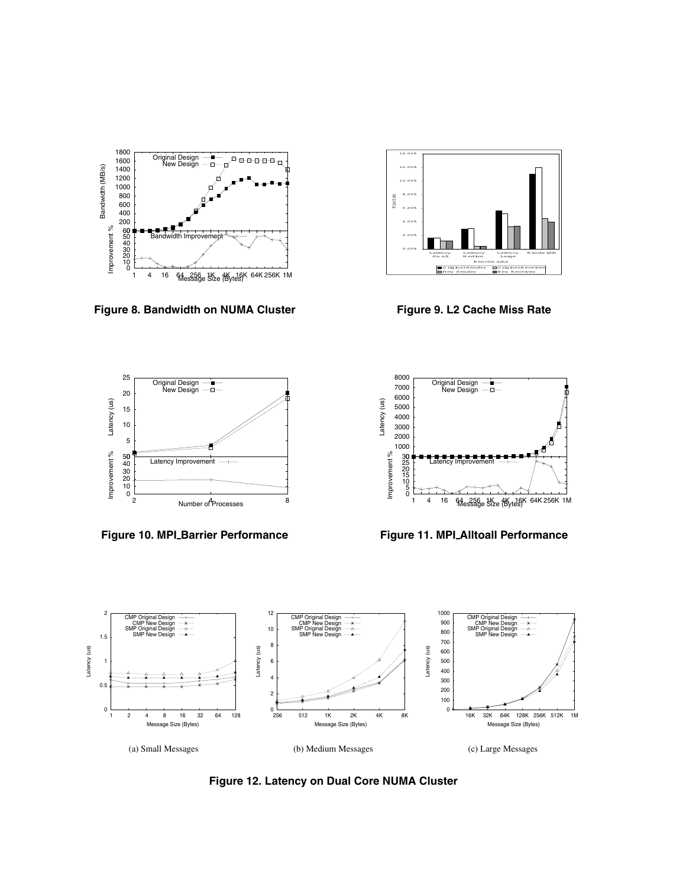**Figure 8. Bandwidth on NUMA Cluster**

**Figure 9. L2 Cache Miss Rate**

**Figure 10. MPI_Barrier Performance**

**Figure 11. MPI_Alltoall Performance**

(a) Small Messages

(b) Medium Messages

(c) Large Messages

**Figure 12. Latency on Dual Core NUMA Cluster**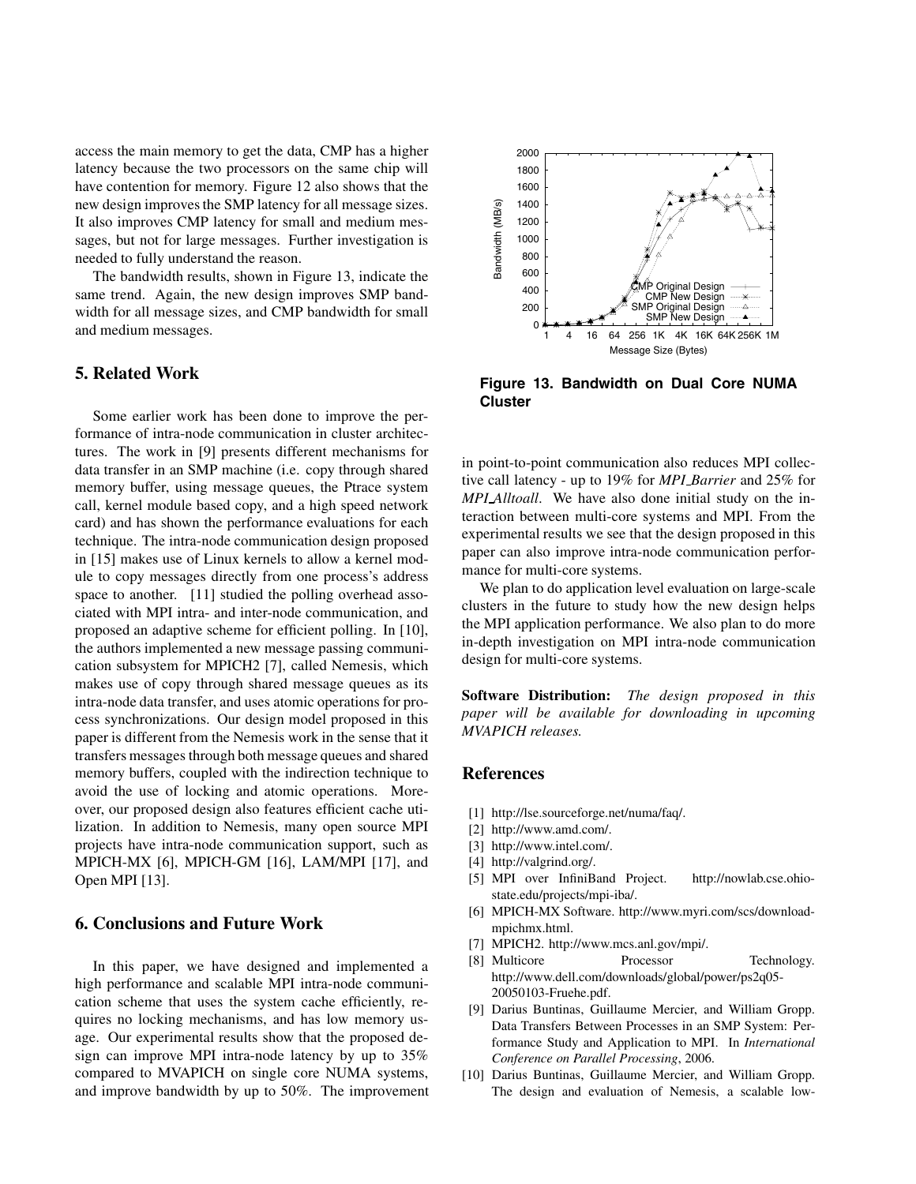access the main memory to get the data, CMP has a higher latency because the two processors on the same chip will have contention for memory. Figure 12 also shows that the new design improves the SMP latency for all message sizes. It also improves CMP latency for small and medium messages, but not for large messages. Further investigation is needed to fully understand the reason.

The bandwidth results, shown in Figure 13, indicate the same trend. Again, the new design improves SMP bandwidth for all message sizes, and CMP bandwidth for small and medium messages.

**Figure 13. Bandwidth on Dual Core NUMA Cluster**

## 5. Related Work

Some earlier work has been done to improve the performance of intra-node communication in cluster architectures. The work in [9] presents different mechanisms for data transfer in an SMP machine (i.e. copy through shared memory buffer, using message queues, the Ptrace system call, kernel module based copy, and a high speed network card) and has shown the performance evaluations for each technique. The intra-node communication design proposed in [15] makes use of Linux kernels to allow a kernel module to copy messages directly from one process's address space to another. [11] studied the polling overhead associated with MPI intra- and inter-node communication, and proposed an adaptive scheme for efficient polling. In [10], the authors implemented a new message passing communication subsystem for MPICH2 [7], called Nemesis, which makes use of copy through shared message queues as its intra-node data transfer, and uses atomic operations for process synchronizations. Our design model proposed in this paper is different from the Nemesis work in the sense that it transfers messages through both message queues and shared memory buffers, coupled with the indirection technique to avoid the use of locking and atomic operations. Moreover, our proposed design also features efficient cache utilization. In addition to Nemesis, many open source MPI projects have intra-node communication support, such as MPICH-MX [6], MPICH-GM [16], LAM/MPI [17], and Open MPI [13].

## 6. Conclusions and Future Work

In this paper, we have designed and implemented a high performance and scalable MPI intra-node communication scheme that uses the system cache efficiently, requires no locking mechanisms, and has low memory usage. Our experimental results show that the proposed design can improve MPI intra-node latency by up to 35% compared to MVAPICH on single core NUMA systems, and improve bandwidth by up to 50%. The improvement in point-to-point communication also reduces MPI collective call latency - up to 19% for *MPI_Barrier* and 25% for *MPI_Alltoall*. We have also done initial study on the interaction between multi-core systems and MPI. From the experimental results we see that the design proposed in this paper can also improve intra-node communication performance for multi-core systems.

We plan to do application level evaluation on large-scale clusters in the future to study how the new design helps the MPI application performance. We also plan to do more in-depth investigation on MPI intra-node communication design for multi-core systems.

**Software Distribution:** *The design proposed in this paper will be available for downloading in upcoming MVAPICH releases.*

## References

[1] http://lse.sourceforge.net/numa/faq/.

[2] http://www.amd.com/.

[3] http://www.intel.com/.

[4] http://valgrind.org/.

[5] MPI over InfiniBand Project. http://nowlab.cse.ohio-state.edu/projects/mpi-iba/.

[6] MPICH-MX Software. http://www.myri.com/scs/download-mpichmx.html.

[7] MPICH2. http://www.mcs.anl.gov/mpi/.

[8] Multicore Processor Technology. http://www.dell.com/downloads/global/power/ps2q05-20050103-Fruehe.pdf.

[9] Darius Buntinas, Guillaume Mercier, and William Gropp. Data Transfers Between Processes in an SMP System: Performance Study and Application to MPI. In *International Conference on Parallel Processing*, 2006.

[10] Darius Buntinas, Guillaume Mercier, and William Gropp. The design and evaluation of Nemesis, a scalable low-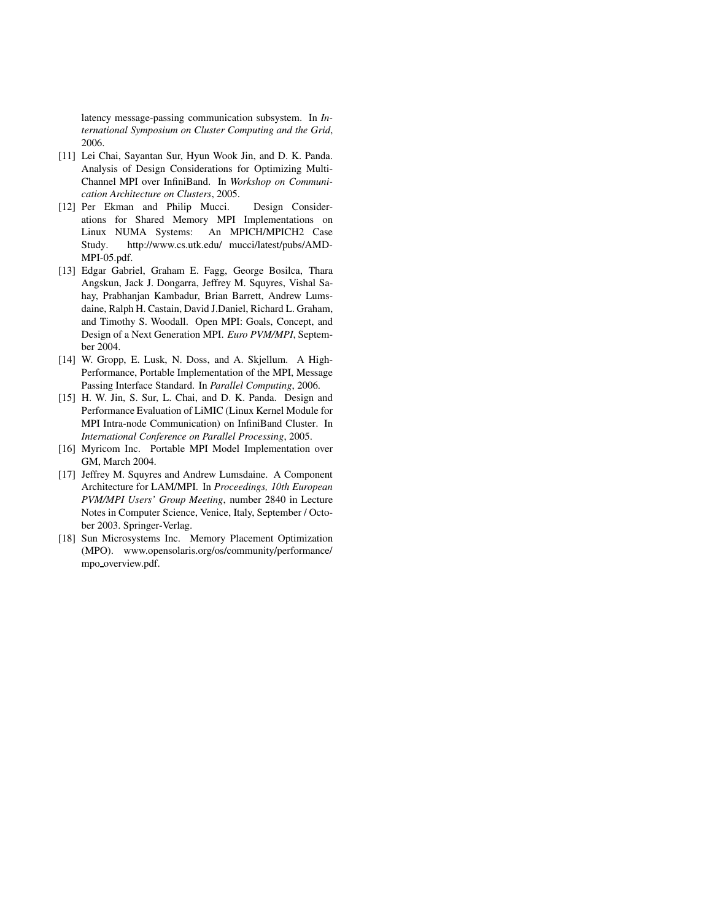latency message-passing communication subsystem. In *International Symposium on Cluster Computing and the Grid*, 2006.

[11] Lei Chai, Sayantan Sur, Hyun Wook Jin, and D. K. Panda. Analysis of Design Considerations for Optimizing Multi-Channel MPI over InfiniBand. In *Workshop on Communication Architecture on Clusters*, 2005.

[12] Per Ekman and Philip Mucci. Design Considerations for Shared Memory MPI Implementations on Linux NUMA Systems: An MPICH/MPICH2 Case Study. http://www.cs.utk.edu/ mucci/latest/pubs/AMD-MPI-05.pdf.

[13] Edgar Gabriel, Graham E. Fagg, George Bosilca, Thara Angskun, Jack J. Dongarra, Jeffrey M. Squyres, Vishal Sahay, Prabhanjan Kambadur, Brian Barrett, Andrew Lumsdaine, Ralph H. Castain, David J.Daniel, Richard L. Graham, and Timothy S. Woodall. Open MPI: Goals, Concept, and Design of a Next Generation MPI. *Euro PVM/MPI*, September 2004.

[14] W. Gropp, E. Lusk, N. Doss, and A. Skjellum. A High-Performance, Portable Implementation of the MPI, Message Passing Interface Standard. In *Parallel Computing*, 2006.

[15] H. W. Jin, S. Sur, L. Chai, and D. K. Panda. Design and Performance Evaluation of LiMIC (Linux Kernel Module for MPI Intra-node Communication) on InfiniBand Cluster. In *International Conference on Parallel Processing*, 2005.

[16] Myricom Inc. Portable MPI Model Implementation over GM, March 2004.

[17] Jeffrey M. Squyres and Andrew Lumsdaine. A Component Architecture for LAM/MPI. In *Proceedings, 10th European PVM/MPI Users' Group Meeting*, number 2840 in Lecture Notes in Computer Science, Venice, Italy, September / October 2003. Springer-Verlag.

[18] Sun Microsystems Inc. Memory Placement Optimization (MPO). www.opensolaris.org/os/community/performance/mpo_overview.pdf.